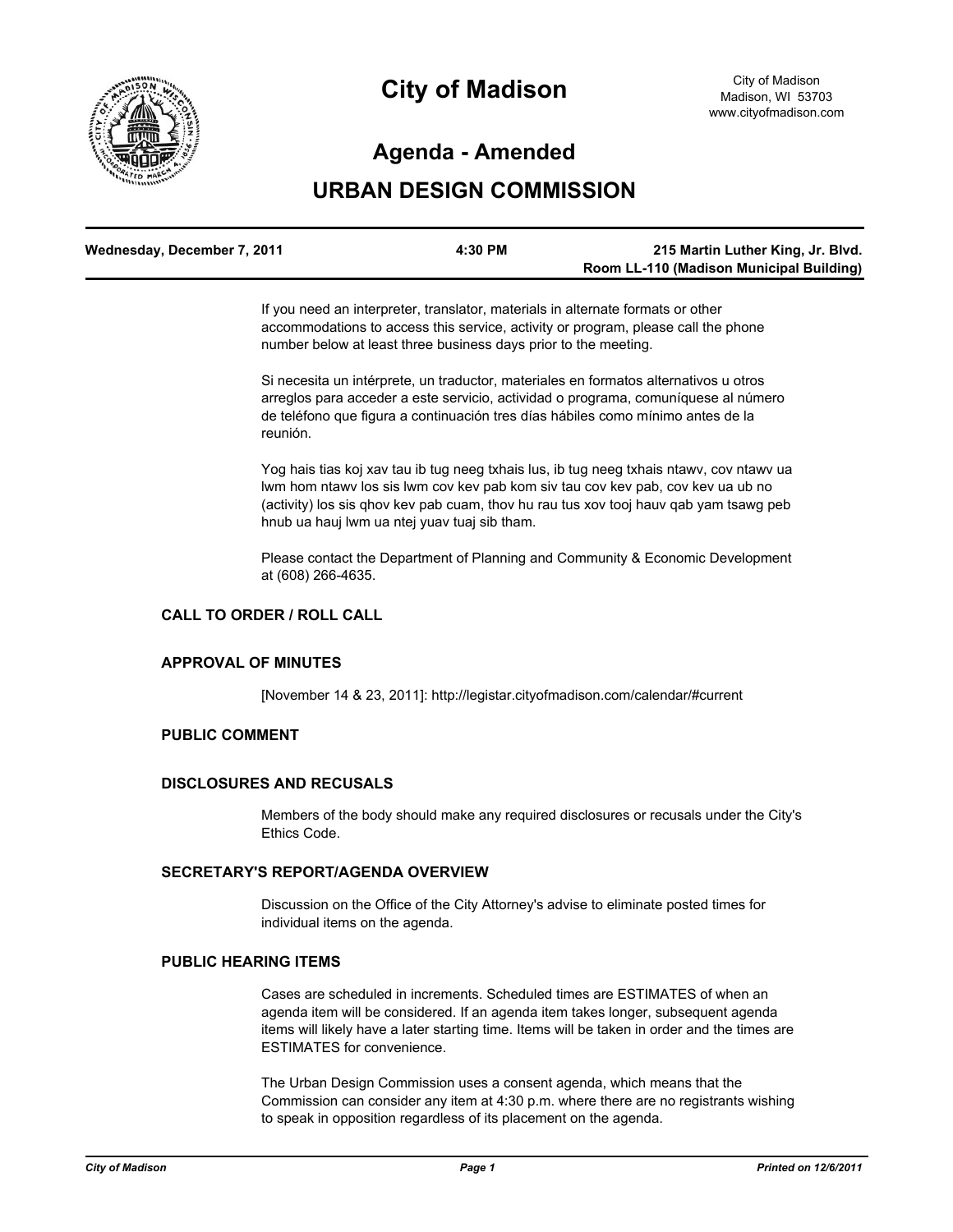# City of Madison

City of Madison
Madison, WI 53703
www.cityofmadison.com

## Agenda - Amended

## URBAN DESIGN COMMISSION

| Wednesday, December 7, 2011 | 4:30 PM | 215 Martin Luther King, Jr. Blvd. Room LL-110 (Madison Municipal Building) |
| --- | --- | --- |

If you need an interpreter, translator, materials in alternate formats or other accommodations to access this service, activity or program, please call the phone number below at least three business days prior to the meeting.

Si necesita un intérprete, un traductor, materiales en formatos alternativos u otros arreglos para acceder a este servicio, actividad o programa, comuníquese al número de teléfono que figura a continuación tres días hábiles como mínimo antes de la reunión.

Yog hais tias koj xav tau ib tug neeg txhais lus, ib tug neeg txhais ntawv, cov ntawv ua lwm hom ntawv los sis lwm cov kev pab kom siv tau cov kev pab, cov kev ua ub no (activity) los sis qhov kev pab cuam, thov hu rau tus xov tooj hauv qab yam tsawg peb hnub ua hauj lwm ua ntej yuav tuaj sib tham.

Please contact the Department of Planning and Community & Economic Development at (608) 266-4635.

### CALL TO ORDER / ROLL CALL

### APPROVAL OF MINUTES

[November 14 & 23, 2011]: http://legistar.cityofmadison.com/calendar/#current

### PUBLIC COMMENT

### DISCLOSURES AND RECUSALS

Members of the body should make any required disclosures or recusals under the City's Ethics Code.

### SECRETARY'S REPORT/AGENDA OVERVIEW

Discussion on the Office of the City Attorney's advise to eliminate posted times for individual items on the agenda.

### PUBLIC HEARING ITEMS

Cases are scheduled in increments. Scheduled times are ESTIMATES of when an agenda item will be considered. If an agenda item takes longer, subsequent agenda items will likely have a later starting time. Items will be taken in order and the times are ESTIMATES for convenience.

The Urban Design Commission uses a consent agenda, which means that the Commission can consider any item at 4:30 p.m. where there are no registrants wishing to speak in opposition regardless of its placement on the agenda.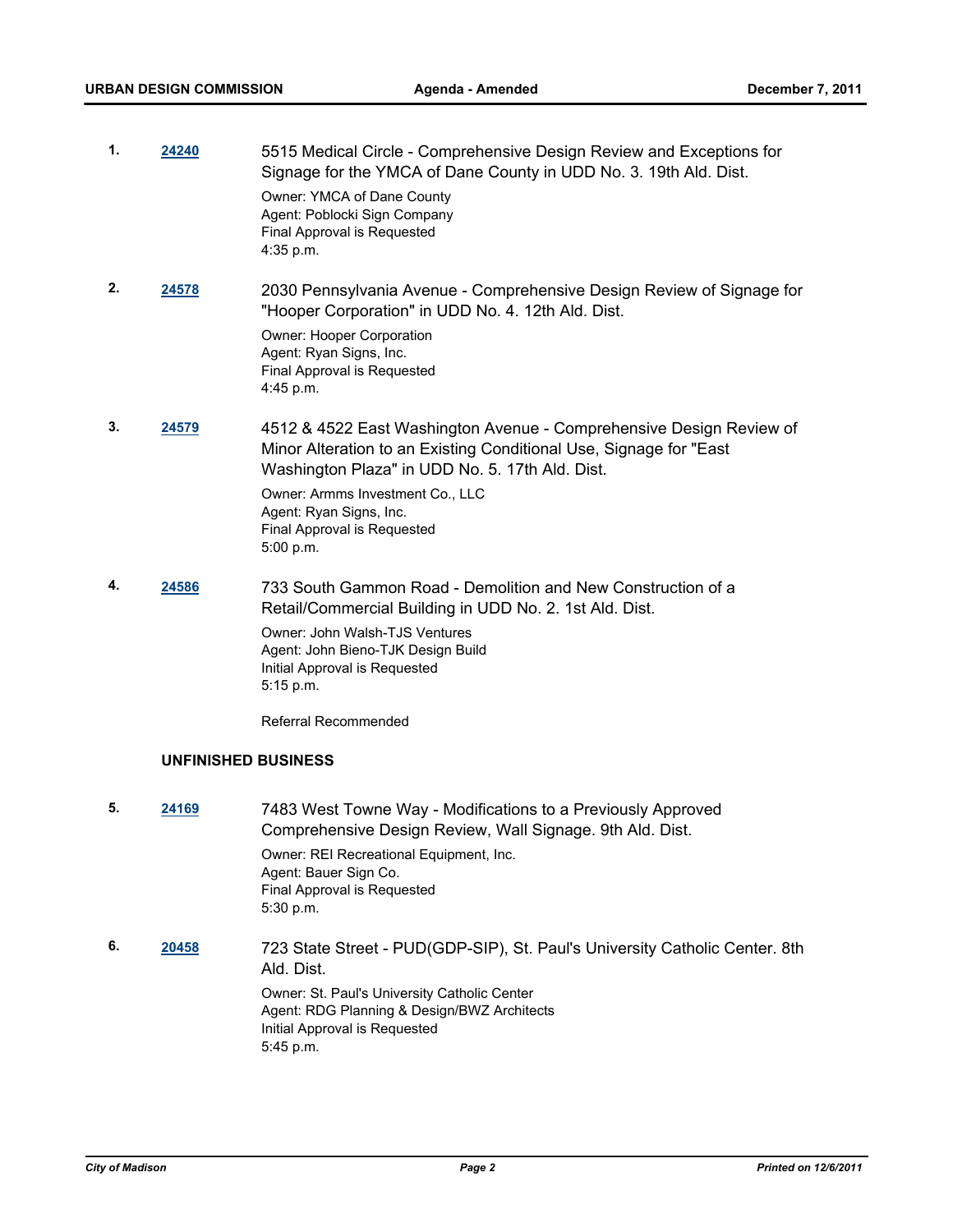1. **24240** 5515 Medical Circle - Comprehensive Design Review and Exceptions for Signage for the YMCA of Dane County in UDD No. 3. 19th Ald. Dist.

   Owner: YMCA of Dane County
   Agent: Poblocki Sign Company
   Final Approval is Requested
   4:35 p.m.

2. **24578** 2030 Pennsylvania Avenue - Comprehensive Design Review of Signage for "Hooper Corporation" in UDD No. 4. 12th Ald. Dist.

   Owner: Hooper Corporation
   Agent: Ryan Signs, Inc.
   Final Approval is Requested
   4:45 p.m.

3. **24579** 4512 & 4522 East Washington Avenue - Comprehensive Design Review of Minor Alteration to an Existing Conditional Use, Signage for "East Washington Plaza" in UDD No. 5. 17th Ald. Dist.

   Owner: Armms Investment Co., LLC
   Agent: Ryan Signs, Inc.
   Final Approval is Requested
   5:00 p.m.

4. **24586** 733 South Gammon Road - Demolition and New Construction of a Retail/Commercial Building in UDD No. 2. 1st Ald. Dist.

   Owner: John Walsh-TJS Ventures
   Agent: John Bieno-TJK Design Build
   Initial Approval is Requested
   5:15 p.m.

   Referral Recommended

## UNFINISHED BUSINESS

5. **24169** 7483 West Towne Way - Modifications to a Previously Approved Comprehensive Design Review, Wall Signage. 9th Ald. Dist.

   Owner: REI Recreational Equipment, Inc.
   Agent: Bauer Sign Co.
   Final Approval is Requested
   5:30 p.m.

6. **20458** 723 State Street - PUD(GDP-SIP), St. Paul's University Catholic Center. 8th Ald. Dist.

   Owner: St. Paul's University Catholic Center
   Agent: RDG Planning & Design/BWZ Architects
   Initial Approval is Requested
   5:45 p.m.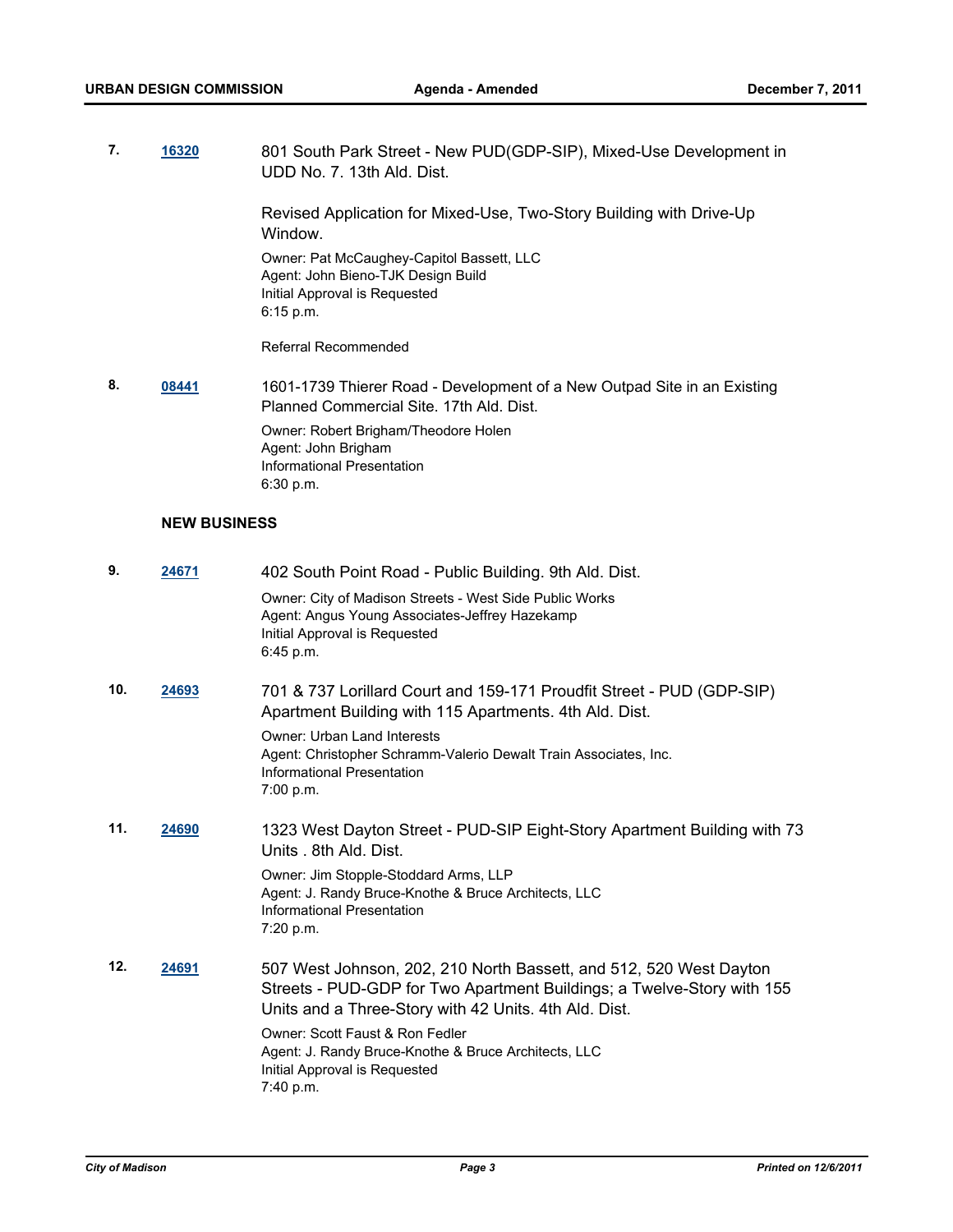7. **16320** 801 South Park Street - New PUD(GDP-SIP), Mixed-Use Development in UDD No. 7. 13th Ald. Dist.

   Revised Application for Mixed-Use, Two-Story Building with Drive-Up Window.

   Owner: Pat McCaughey-Capitol Bassett, LLC
   Agent: John Bieno-TJK Design Build
   Initial Approval is Requested
   6:15 p.m.

   Referral Recommended

8. **08441** 1601-1739 Thierer Road - Development of a New Outpad Site in an Existing Planned Commercial Site. 17th Ald. Dist.

   Owner: Robert Brigham/Theodore Holen
   Agent: John Brigham
   Informational Presentation
   6:30 p.m.

## NEW BUSINESS

9. **24671** 402 South Point Road - Public Building. 9th Ald. Dist.

   Owner: City of Madison Streets - West Side Public Works
   Agent: Angus Young Associates-Jeffrey Hazekamp
   Initial Approval is Requested
   6:45 p.m.

10. **24693** 701 & 737 Lorillard Court and 159-171 Proudfit Street - PUD (GDP-SIP) Apartment Building with 115 Apartments. 4th Ald. Dist.

    Owner: Urban Land Interests
    Agent: Christopher Schramm-Valerio Dewalt Train Associates, Inc.
    Informational Presentation
    7:00 p.m.

11. **24690** 1323 West Dayton Street - PUD-SIP Eight-Story Apartment Building with 73 Units . 8th Ald. Dist.

    Owner: Jim Stopple-Stoddard Arms, LLP
    Agent: J. Randy Bruce-Knothe & Bruce Architects, LLC
    Informational Presentation
    7:20 p.m.

12. **24691** 507 West Johnson, 202, 210 North Bassett, and 512, 520 West Dayton Streets - PUD-GDP for Two Apartment Buildings; a Twelve-Story with 155 Units and a Three-Story with 42 Units. 4th Ald. Dist.

    Owner: Scott Faust & Ron Fedler
    Agent: J. Randy Bruce-Knothe & Bruce Architects, LLC
    Initial Approval is Requested
    7:40 p.m.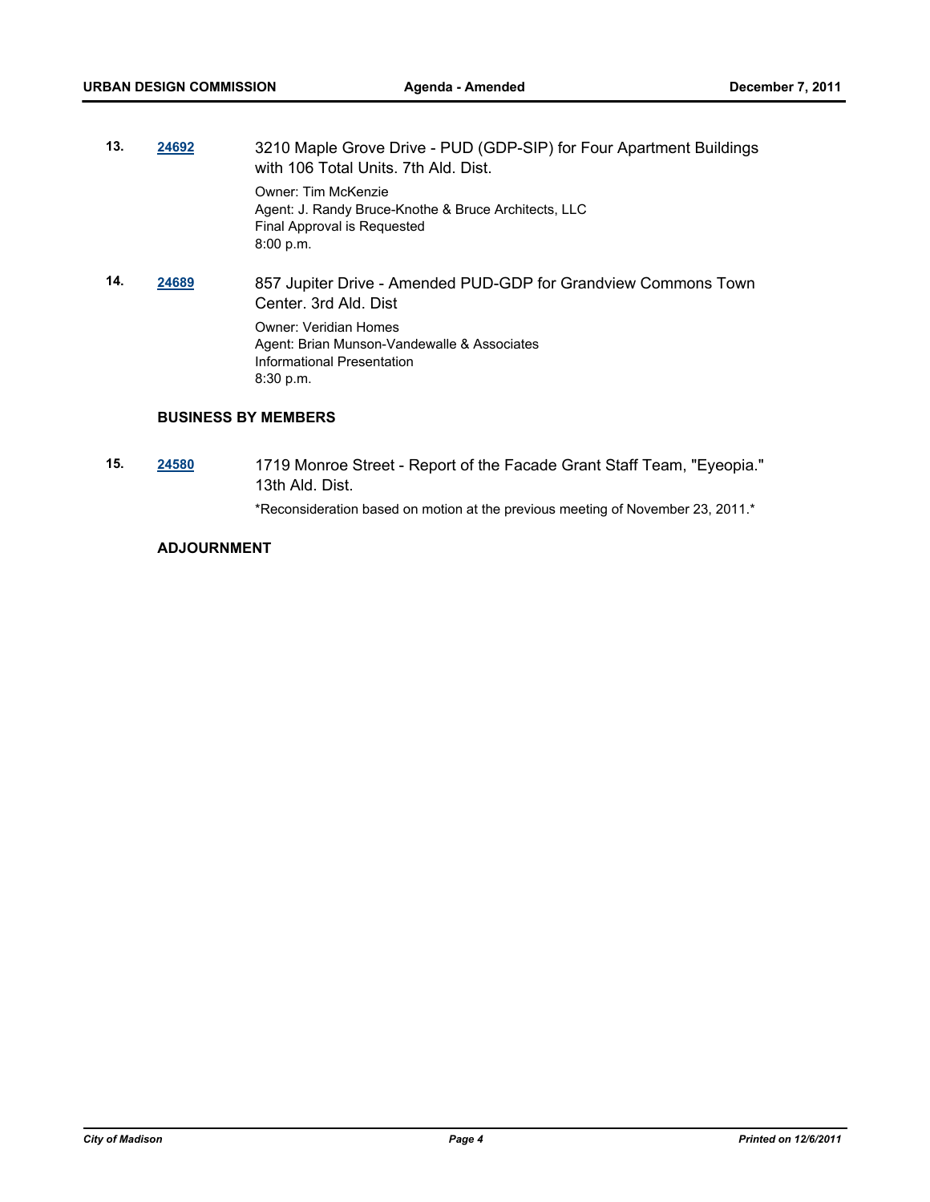**13.** **24692** 3210 Maple Grove Drive - PUD (GDP-SIP) for Four Apartment Buildings with 106 Total Units. 7th Ald. Dist.

Owner: Tim McKenzie
Agent: J. Randy Bruce-Knothe & Bruce Architects, LLC
Final Approval is Requested
8:00 p.m.

**14.** **24689** 857 Jupiter Drive - Amended PUD-GDP for Grandview Commons Town Center. 3rd Ald. Dist

Owner: Veridian Homes
Agent: Brian Munson-Vandewalle & Associates
Informational Presentation
8:30 p.m.

## BUSINESS BY MEMBERS

**15.** **24580** 1719 Monroe Street - Report of the Facade Grant Staff Team, "Eyeopia." 13th Ald. Dist.

*Reconsideration based on motion at the previous meeting of November 23, 2011.*

## ADJOURNMENT